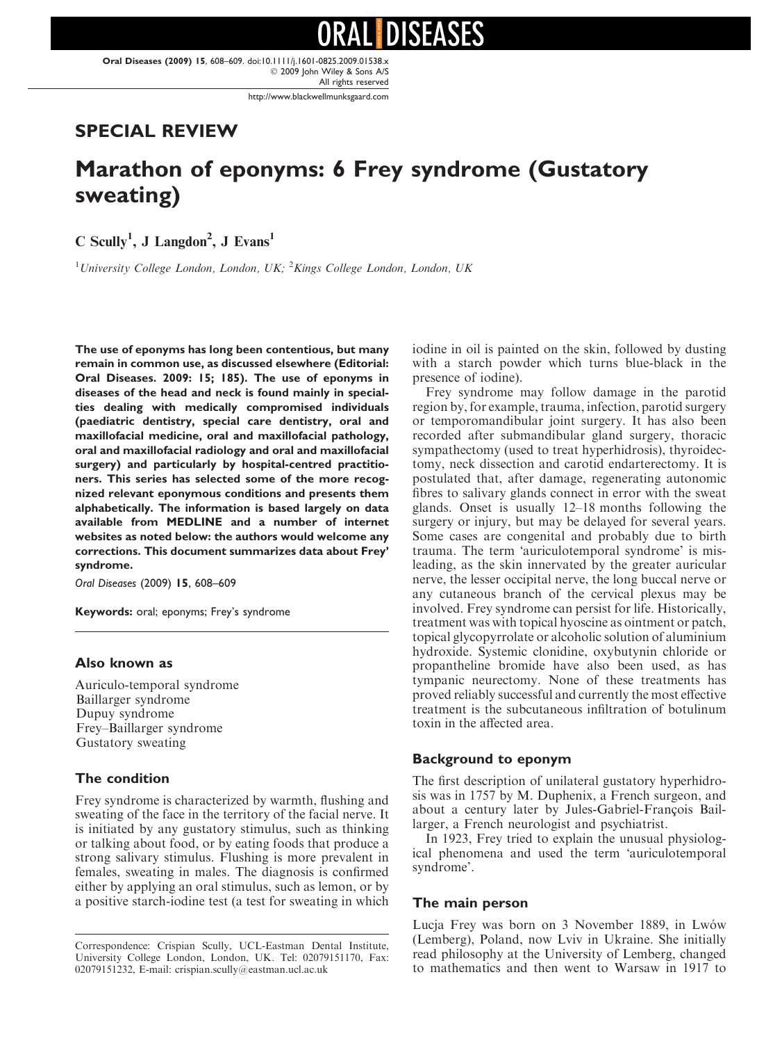## SPECIAL REVIEW

# Marathon of eponyms: 6 Frey syndrome (Gustatory sweating)

C Scully[1], J Langdon[2], J Evans[1]

[1]*University College London, London, UK;* [2]*Kings College London, London, UK*

**The use of eponyms has long been contentious, but many remain in common use, as discussed elsewhere (Editorial: Oral Diseases. 2009: 15; 185). The use of eponyms in diseases of the head and neck is found mainly in specialties dealing with medically compromised individuals (paediatric dentistry, special care dentistry, oral and maxillofacial medicine, oral and maxillofacial pathology, oral and maxillofacial radiology and oral and maxillofacial surgery) and particularly by hospital-centred practitioners. This series has selected some of the more recognized relevant eponymous conditions and presents them alphabetically. The information is based largely on data available from MEDLINE and a number of internet websites as noted below: the authors would welcome any corrections. This document summarizes data about Frey' syndrome.**

*Oral Diseases* (2009) **15**, 608–609

**Keywords:** oral; eponyms; Frey's syndrome

### Also known as

Auriculo-temporal syndrome
Baillarger syndrome
Dupuy syndrome
Frey–Baillarger syndrome
Gustatory sweating

### The condition

Frey syndrome is characterized by warmth, flushing and sweating of the face in the territory of the facial nerve. It is initiated by any gustatory stimulus, such as thinking or talking about food, or by eating foods that produce a strong salivary stimulus. Flushing is more prevalent in females, sweating in males. The diagnosis is confirmed either by applying an oral stimulus, such as lemon, or by a positive starch-iodine test (a test for sweating in which iodine in oil is painted on the skin, followed by dusting with a starch powder which turns blue-black in the presence of iodine).

Frey syndrome may follow damage in the parotid region by, for example, trauma, infection, parotid surgery or temporomandibular joint surgery. It has also been recorded after submandibular gland surgery, thoracic sympathectomy (used to treat hyperhidrosis), thyroidectomy, neck dissection and carotid endarterectomy. It is postulated that, after damage, regenerating autonomic fibres to salivary glands connect in error with the sweat glands. Onset is usually 12–18 months following the surgery or injury, but may be delayed for several years. Some cases are congenital and probably due to birth trauma. The term 'auriculotemporal syndrome' is misleading, as the skin innervated by the greater auricular nerve, the lesser occipital nerve, the long buccal nerve or any cutaneous branch of the cervical plexus may be involved. Frey syndrome can persist for life. Historically, treatment was with topical hyoscine as ointment or patch, topical glycopyrrolate or alcoholic solution of aluminium hydroxide. Systemic clonidine, oxybutynin chloride or propantheline bromide have also been used, as has tympanic neurectomy. None of these treatments has proved reliably successful and currently the most effective treatment is the subcutaneous infiltration of botulinum toxin in the affected area.

### Background to eponym

The first description of unilateral gustatory hyperhidrosis was in 1757 by M. Duphenix, a French surgeon, and about a century later by Jules-Gabriel-François Baillarger, a French neurologist and psychiatrist.

In 1923, Frey tried to explain the unusual physiological phenomena and used the term 'auriculotemporal syndrome'.

### The main person

Lucja Frey was born on 3 November 1889, in Lwów (Lemberg), Poland, now Lviv in Ukraine. She initially read philosophy at the University of Lemberg, changed to mathematics and then went to Warsaw in 1917 to

Correspondence: Crispian Scully, UCL-Eastman Dental Institute, University College London, London, UK. Tel: 02079151170, Fax: 02079151232, E-mail: crispian.scully@eastman.ucl.ac.uk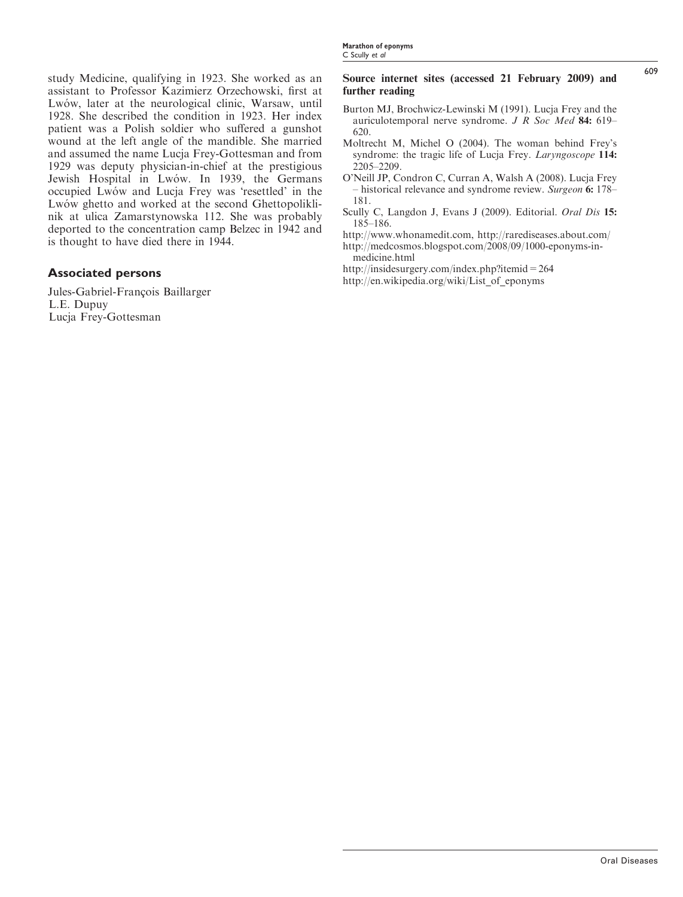study Medicine, qualifying in 1923. She worked as an assistant to Professor Kazimierz Orzechowski, first at Lwów, later at the neurological clinic, Warsaw, until 1928. She described the condition in 1923. Her index patient was a Polish soldier who suffered a gunshot wound at the left angle of the mandible. She married and assumed the name Lucja Frey-Gottesman and from 1929 was deputy physician-in-chief at the prestigious Jewish Hospital in Lwów. In 1939, the Germans occupied Lwów and Lucja Frey was 'resettled' in the Lwów ghetto and worked at the second Ghettopoliklinik at ulica Zamarstynowska 112. She was probably deported to the concentration camp Belzec in 1942 and is thought to have died there in 1944.

## Associated persons

Jules-Gabriel-François Baillarger
L.E. Dupuy
Lucja Frey-Gottesman

## Source internet sites (accessed 21 February 2009) and further reading

Burton MJ, Brochwicz-Lewinski M (1991). Lucja Frey and the auriculotemporal nerve syndrome. *J R Soc Med* **84:** 619–620.

Moltrecht M, Michel O (2004). The woman behind Frey's syndrome: the tragic life of Lucja Frey. *Laryngoscope* **114:** 2205–2209.

O'Neill JP, Condron C, Curran A, Walsh A (2008). Lucja Frey – historical relevance and syndrome review. *Surgeon* **6:** 178–181.

Scully C, Langdon J, Evans J (2009). Editorial. *Oral Dis* **15:** 185–186.

http://www.whonamedit.com, http://rarediseases.about.com/

http://medcosmos.blogspot.com/2008/09/1000-eponyms-in-medicine.html

http://insidesurgery.com/index.php?itemid = 264

http://en.wikipedia.org/wiki/List_of_eponyms